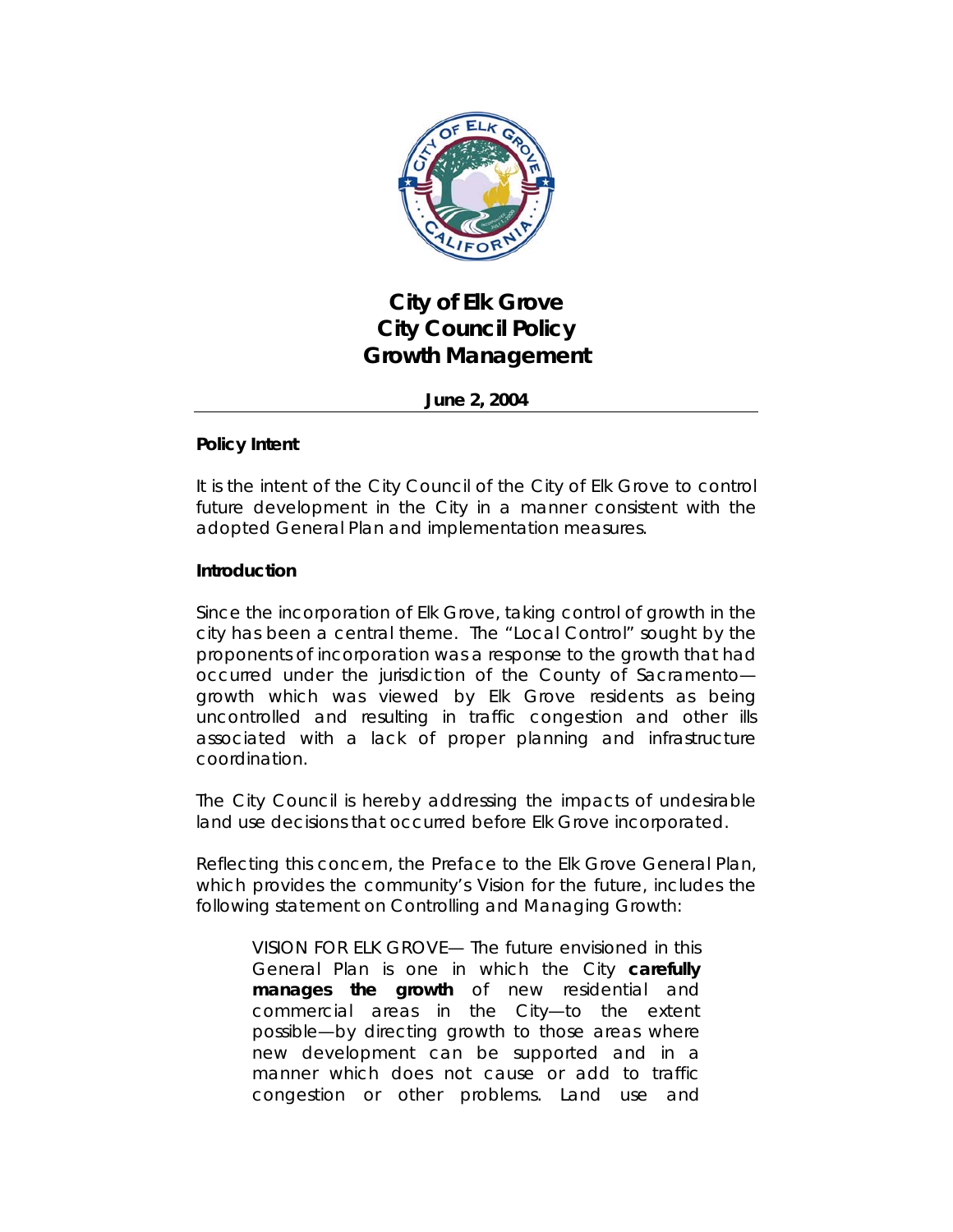# City of Elk Grove
# City Council Policy
# Growth Management

**June 2, 2004**

---

**Policy Intent**

It is the intent of the City Council of the City of Elk Grove to control future development in the City in a manner consistent with the adopted General Plan and implementation measures.

**Introduction**

Since the incorporation of Elk Grove, taking control of growth in the city has been a central theme. The "Local Control" sought by the proponents of incorporation was a response to the growth that had occurred under the jurisdiction of the County of Sacramento—growth which was viewed by Elk Grove residents as being uncontrolled and resulting in traffic congestion and other ills associated with a lack of proper planning and infrastructure coordination.

The City Council is hereby addressing the impacts of undesirable land use decisions that occurred before Elk Grove incorporated.

Reflecting this concern, the Preface to the Elk Grove General Plan, which provides the community's Vision for the future, includes the following statement on Controlling and Managing Growth:

> VISION FOR ELK GROVE— The future envisioned in this General Plan is one in which the City **carefully manages the growth** of new residential and commercial areas in the City—to the extent possible—by directing growth to those areas where new development can be supported and in a manner which does not cause or add to traffic congestion or other problems. Land use and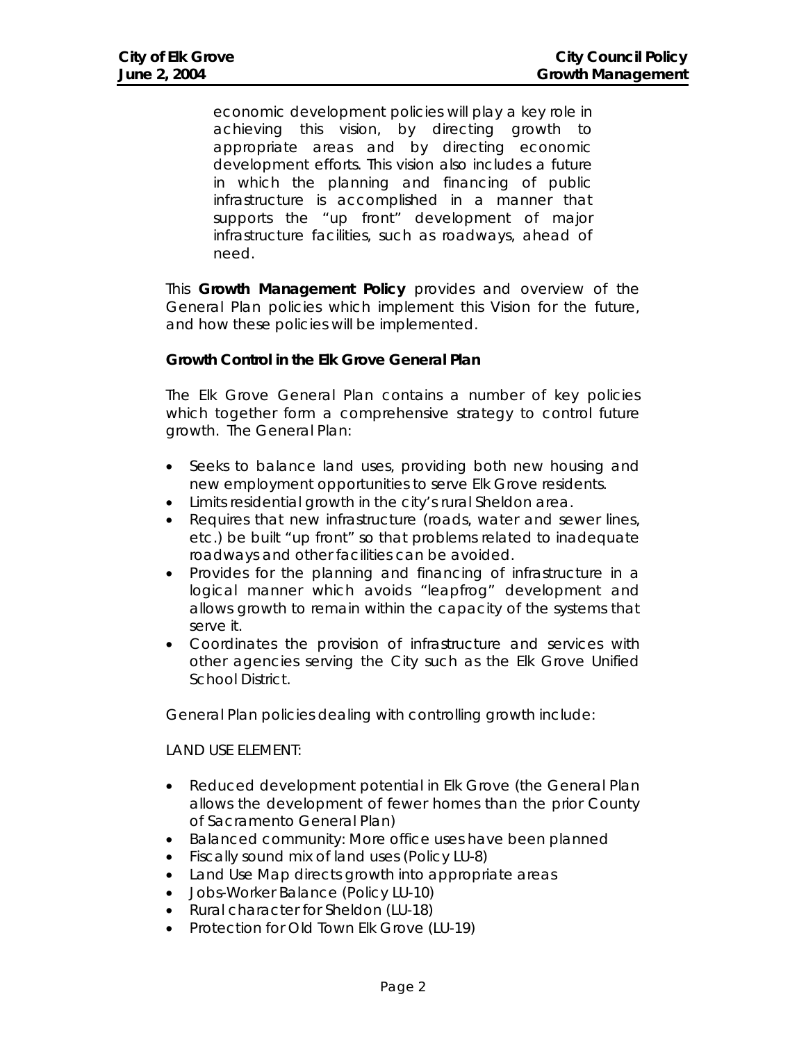economic development policies will play a key role in achieving this vision, by directing growth to appropriate areas and by directing economic development efforts. This vision also includes a future in which the planning and financing of public infrastructure is accomplished in a manner that supports the "up front" development of major infrastructure facilities, such as roadways, ahead of need.

This **Growth Management Policy** provides and overview of the General Plan policies which implement this Vision for the future, and how these policies will be implemented.

**Growth Control in the Elk Grove General Plan**

The Elk Grove General Plan contains a number of key policies which together form a comprehensive strategy to control future growth. The General Plan:

- Seeks to balance land uses, providing both new housing and new employment opportunities to serve Elk Grove residents.
- Limits residential growth in the city's rural Sheldon area.
- Requires that new infrastructure (roads, water and sewer lines, etc.) be built "up front" so that problems related to inadequate roadways and other facilities can be avoided.
- Provides for the planning and financing of infrastructure in a logical manner which avoids "leapfrog" development and allows growth to remain within the capacity of the systems that serve it.
- Coordinates the provision of infrastructure and services with other agencies serving the City such as the Elk Grove Unified School District.

General Plan policies dealing with controlling growth include:

LAND USE ELEMENT:

- Reduced development potential in Elk Grove (the General Plan allows the development of fewer homes than the prior County of Sacramento General Plan)
- Balanced community: More office uses have been planned
- Fiscally sound mix of land uses (Policy LU-8)
- Land Use Map directs growth into appropriate areas
- Jobs-Worker Balance (Policy LU-10)
- Rural character for Sheldon (LU-18)
- Protection for Old Town Elk Grove (LU-19)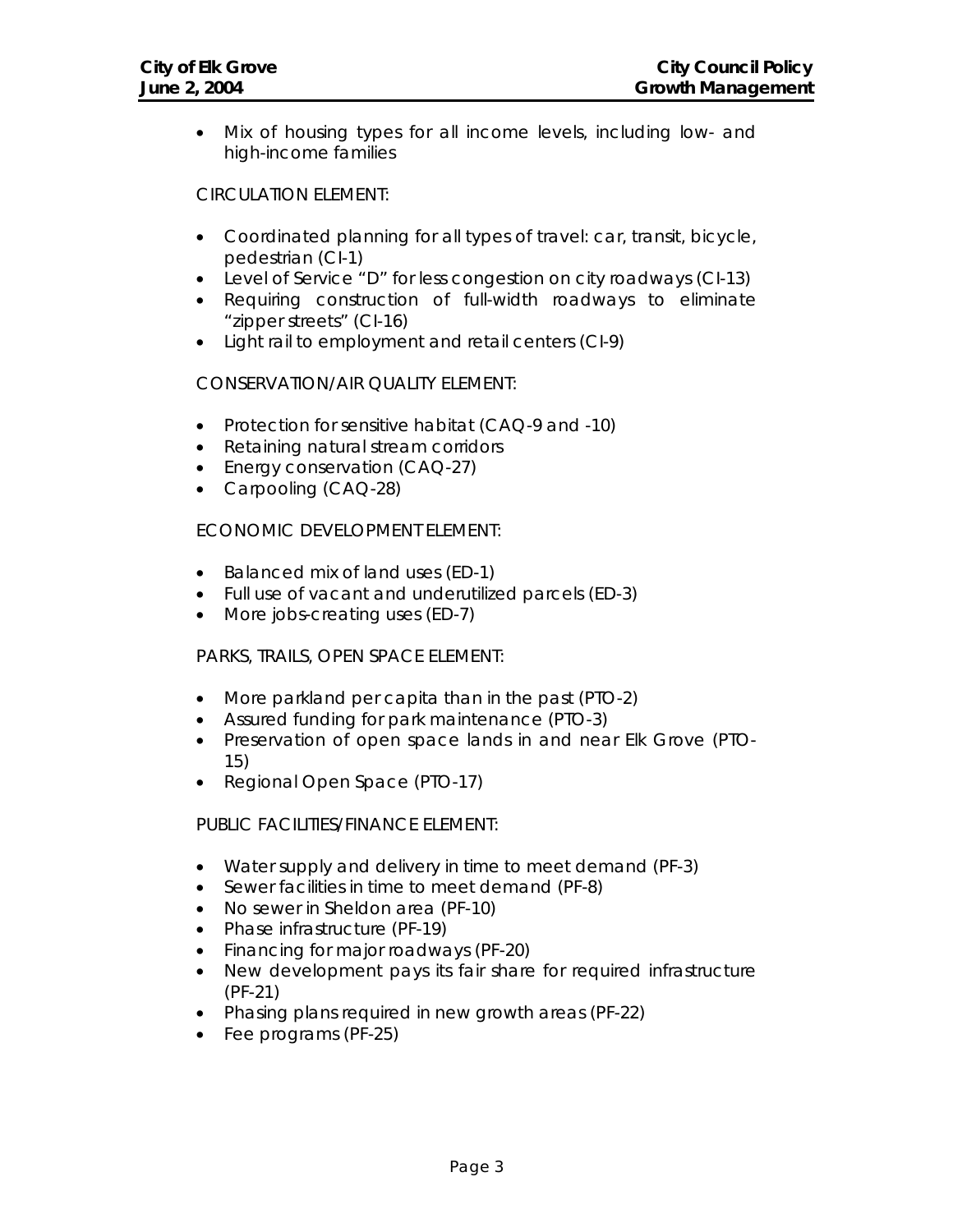- Mix of housing types for all income levels, including low- and high-income families

CIRCULATION ELEMENT:

- Coordinated planning for all types of travel: car, transit, bicycle, pedestrian (CI-1)
- Level of Service "D" for less congestion on city roadways (CI-13)
- Requiring construction of full-width roadways to eliminate "zipper streets" (CI-16)
- Light rail to employment and retail centers (CI-9)

CONSERVATION/AIR QUALITY ELEMENT:

- Protection for sensitive habitat (CAQ-9 and -10)
- Retaining natural stream corridors
- Energy conservation (CAQ-27)
- Carpooling (CAQ-28)

ECONOMIC DEVELOPMENT ELEMENT:

- Balanced mix of land uses (ED-1)
- Full use of vacant and underutilized parcels (ED-3)
- More jobs-creating uses (ED-7)

PARKS, TRAILS, OPEN SPACE ELEMENT:

- More parkland per capita than in the past (PTO-2)
- Assured funding for park maintenance (PTO-3)
- Preservation of open space lands in and near Elk Grove (PTO-15)
- Regional Open Space (PTO-17)

PUBLIC FACILITIES/FINANCE ELEMENT:

- Water supply and delivery in time to meet demand (PF-3)
- Sewer facilities in time to meet demand (PF-8)
- No sewer in Sheldon area (PF-10)
- Phase infrastructure (PF-19)
- Financing for major roadways (PF-20)
- New development pays its fair share for required infrastructure (PF-21)
- Phasing plans required in new growth areas (PF-22)
- Fee programs (PF-25)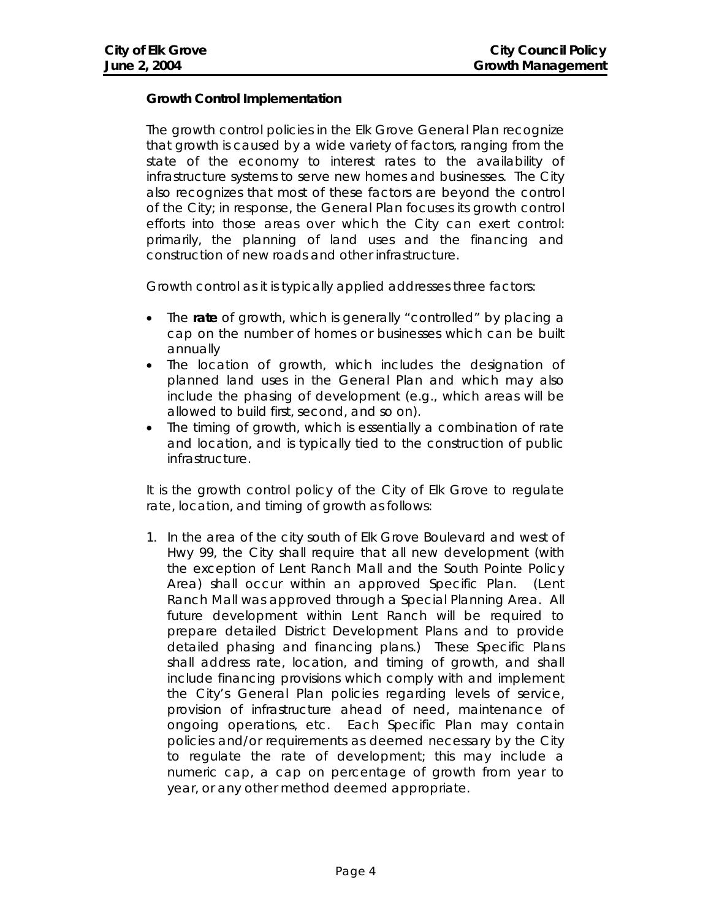**Growth Control Implementation**

The growth control policies in the Elk Grove General Plan recognize that growth is caused by a wide variety of factors, ranging from the state of the economy to interest rates to the availability of infrastructure systems to serve new homes and businesses. The City also recognizes that most of these factors are beyond the control of the City; in response, the General Plan focuses its growth control efforts into those areas over which the City can exert control: primarily, the planning of land uses and the financing and construction of new roads and other infrastructure.

Growth control as it is typically applied addresses three factors:

- The **rate** of growth, which is generally "controlled" by placing a cap on the number of homes or businesses which can be built annually
- The location of growth, which includes the designation of planned land uses in the General Plan and which may also include the phasing of development (e.g., which areas will be allowed to build first, second, and so on).
- The timing of growth, which is essentially a combination of rate and location, and is typically tied to the construction of public infrastructure.

It is the growth control policy of the City of Elk Grove to regulate rate, location, and timing of growth as follows:

1. In the area of the city south of Elk Grove Boulevard and west of Hwy 99, the City shall require that all new development (with the exception of Lent Ranch Mall and the South Pointe Policy Area) shall occur within an approved Specific Plan. (Lent Ranch Mall was approved through a Special Planning Area. All future development within Lent Ranch will be required to prepare detailed District Development Plans and to provide detailed phasing and financing plans.) These Specific Plans shall address rate, location, and timing of growth, and shall include financing provisions which comply with and implement the City's General Plan policies regarding levels of service, provision of infrastructure ahead of need, maintenance of ongoing operations, etc. Each Specific Plan may contain policies and/or requirements as deemed necessary by the City to regulate the rate of development; this may include a numeric cap, a cap on percentage of growth from year to year, or any other method deemed appropriate.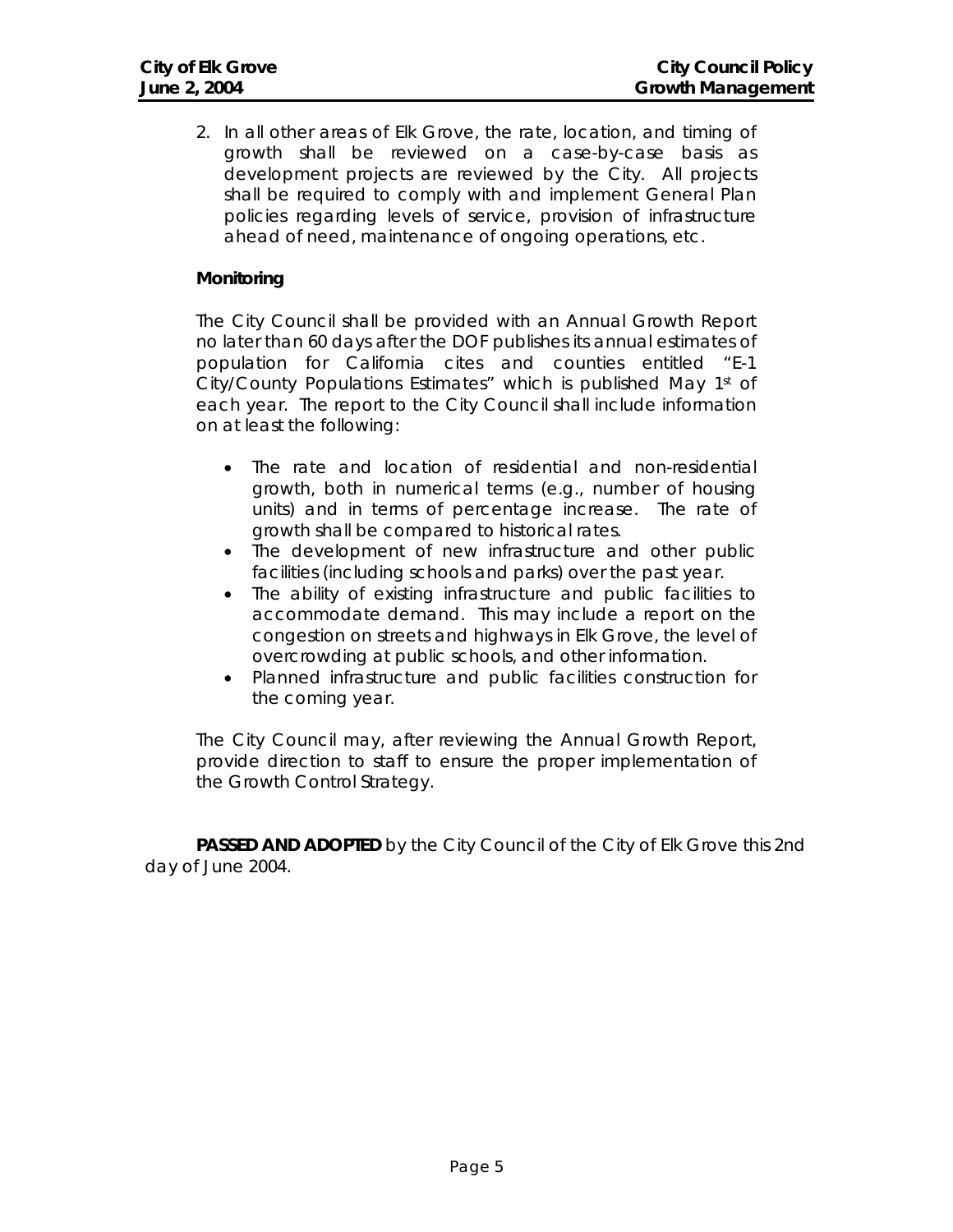2. In all other areas of Elk Grove, the rate, location, and timing of growth shall be reviewed on a case-by-case basis as development projects are reviewed by the City. All projects shall be required to comply with and implement General Plan policies regarding levels of service, provision of infrastructure ahead of need, maintenance of ongoing operations, etc.

**Monitoring**

The City Council shall be provided with an Annual Growth Report no later than 60 days after the DOF publishes its annual estimates of population for California cites and counties entitled "E-1 City/County Populations Estimates" which is published May 1st of each year. The report to the City Council shall include information on at least the following:

- The rate and location of residential and non-residential growth, both in numerical terms (e.g., number of housing units) and in terms of percentage increase. The rate of growth shall be compared to historical rates.
- The development of new infrastructure and other public facilities (including schools and parks) over the past year.
- The ability of existing infrastructure and public facilities to accommodate demand. This may include a report on the congestion on streets and highways in Elk Grove, the level of overcrowding at public schools, and other information.
- Planned infrastructure and public facilities construction for the coming year.

The City Council may, after reviewing the Annual Growth Report, provide direction to staff to ensure the proper implementation of the Growth Control Strategy.

**PASSED AND ADOPTED** by the City Council of the City of Elk Grove this 2nd day of June 2004.